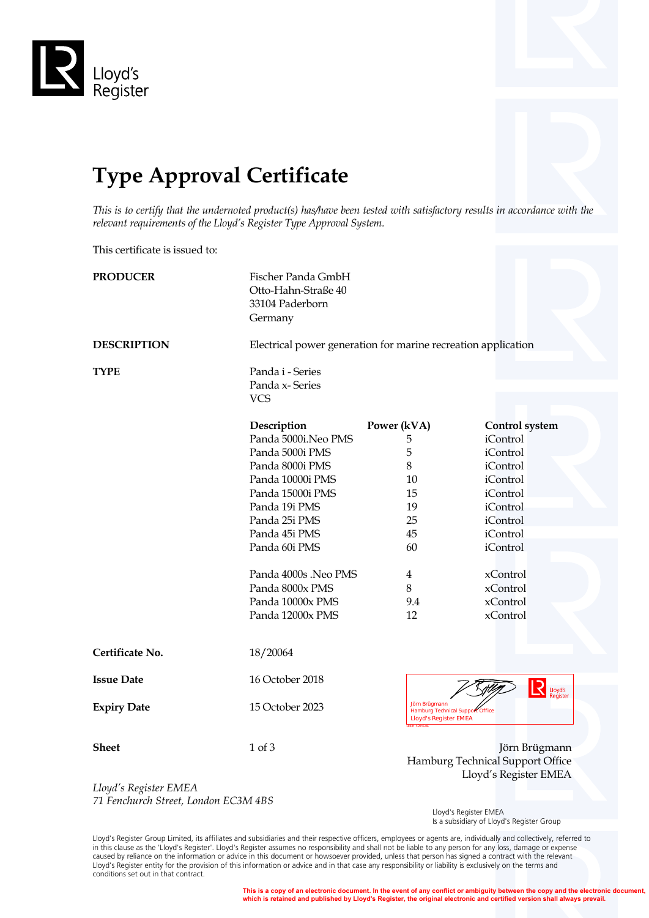Lloyd's Register

# Type Approval Certificate

*This is to certify that the undernoted product(s) has/have been tested with satisfactory results in accordance with the relevant requirements of the Lloyd's Register Type Approval System.*

This certificate is issued to:

**PRODUCER**

Fischer Panda GmbH
Otto-Hahn-Straße 40
33104 Paderborn
Germany

**DESCRIPTION**

Electrical power generation for marine recreation application

**TYPE**

Panda i - Series
Panda x- Series
VCS

| Description | Power (kVA) | Control system |
|---|---|---|
| Panda 5000i.Neo PMS | 5 | iControl |
| Panda 5000i PMS | 5 | iControl |
| Panda 8000i PMS | 8 | iControl |
| Panda 10000i PMS | 10 | iControl |
| Panda 15000i PMS | 15 | iControl |
| Panda 19i PMS | 19 | iControl |
| Panda 25i PMS | 25 | iControl |
| Panda 45i PMS | 45 | iControl |
| Panda 60i PMS | 60 | iControl |
| Panda 4000s .Neo PMS | 4 | xControl |
| Panda 8000x PMS | 8 | xControl |
| Panda 10000x PMS | 9.4 | xControl |
| Panda 12000x PMS | 12 | xControl |

**Certificate No.** 18/20064

**Issue Date** 16 October 2018

**Expiry Date** 15 October 2023

**Sheet** 1 of 3

Jörn Brügmann
Hamburg Technical Support Office
Lloyd's Register EMEA

*Lloyd's Register EMEA*
*71 Fenchurch Street, London EC3M 4BS*

Lloyd's Register EMEA
Is a subsidiary of Lloyd's Register Group

Lloyd's Register Group Limited, its affiliates and subsidiaries and their respective officers, employees or agents are, individually and collectively, referred to in this clause as the 'Lloyd's Register'. Lloyd's Register assumes no responsibility and shall not be liable to any person for any loss, damage or expense caused by reliance on the information or advice in this document or howsoever provided, unless that person has signed a contract with the relevant Lloyd's Register entity for the provision of this information or advice and in that case any responsibility or liability is exclusively on the terms and conditions set out in that contract.

**This is a copy of an electronic document. In the event of any conflict or ambiguity between the copy and the electronic document, which is retained and published by Lloyd's Register, the original electronic and certified version shall always prevail.**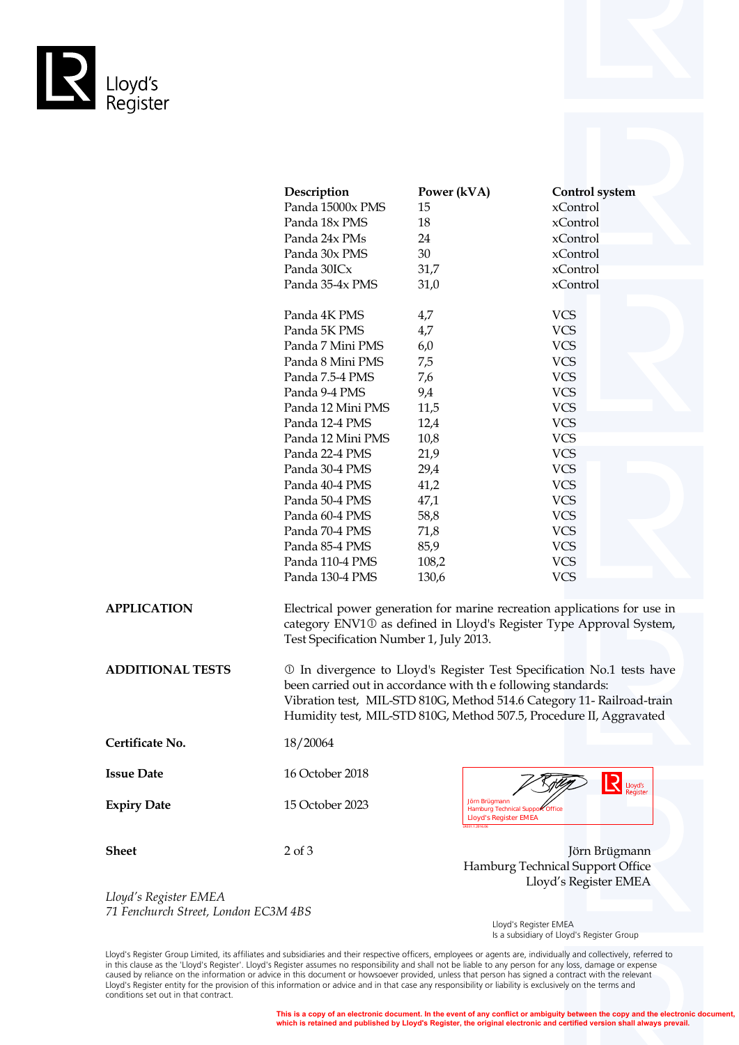Lloyd's Register

| Description | Power (kVA) | Control system |
|---|---|---|
| Panda 15000x PMS | 15 | xControl |
| Panda 18x PMS | 18 | xControl |
| Panda 24x PMs | 24 | xControl |
| Panda 30x PMS | 30 | xControl |
| Panda 30ICx | 31,7 | xControl |
| Panda 35-4x PMS | 31,0 | xControl |
| Panda 4K PMS | 4,7 | VCS |
| Panda 5K PMS | 4,7 | VCS |
| Panda 7 Mini PMS | 6,0 | VCS |
| Panda 8 Mini PMS | 7,5 | VCS |
| Panda 7.5-4 PMS | 7,6 | VCS |
| Panda 9-4 PMS | 9,4 | VCS |
| Panda 12 Mini PMS | 11,5 | VCS |
| Panda 12-4 PMS | 12,4 | VCS |
| Panda 12 Mini PMS | 10,8 | VCS |
| Panda 22-4 PMS | 21,9 | VCS |
| Panda 30-4 PMS | 29,4 | VCS |
| Panda 40-4 PMS | 41,2 | VCS |
| Panda 50-4 PMS | 47,1 | VCS |
| Panda 60-4 PMS | 58,8 | VCS |
| Panda 70-4 PMS | 71,8 | VCS |
| Panda 85-4 PMS | 85,9 | VCS |
| Panda 110-4 PMS | 108,2 | VCS |
| Panda 130-4 PMS | 130,6 | VCS |

**APPLICATION**

Electrical power generation for marine recreation applications for use in category ENV1① as defined in Lloyd's Register Type Approval System, Test Specification Number 1, July 2013.

**ADDITIONAL TESTS**

① In divergence to Lloyd's Register Test Specification No.1 tests have been carried out in accordance with th e following standards:
Vibration test, MIL-STD 810G, Method 514.6 Category 11- Railroad-train
Humidity test, MIL-STD 810G, Method 507.5, Procedure II, Aggravated

**Certificate No.** 18/20064

**Issue Date** 16 October 2018

**Expiry Date** 15 October 2023

**Sheet** 2 of 3

Jörn Brügmann
Hamburg Technical Support Office
Lloyd's Register EMEA

*Lloyd's Register EMEA*
*71 Fenchurch Street, London EC3M 4BS*

Lloyd's Register EMEA
Is a subsidiary of Lloyd's Register Group

Lloyd's Register Group Limited, its affiliates and subsidiaries and their respective officers, employees or agents are, individually and collectively, referred to in this clause as the 'Lloyd's Register'. Lloyd's Register assumes no responsibility and shall not be liable to any person for any loss, damage or expense caused by reliance on the information or advice in this document or howsoever provided, unless that person has signed a contract with the relevant Lloyd's Register entity for the provision of this information or advice and in that case any responsibility or liability is exclusively on the terms and conditions set out in that contract.

**This is a copy of an electronic document. In the event of any conflict or ambiguity between the copy and the electronic document, which is retained and published by Lloyd's Register, the original electronic and certified version shall always prevail.**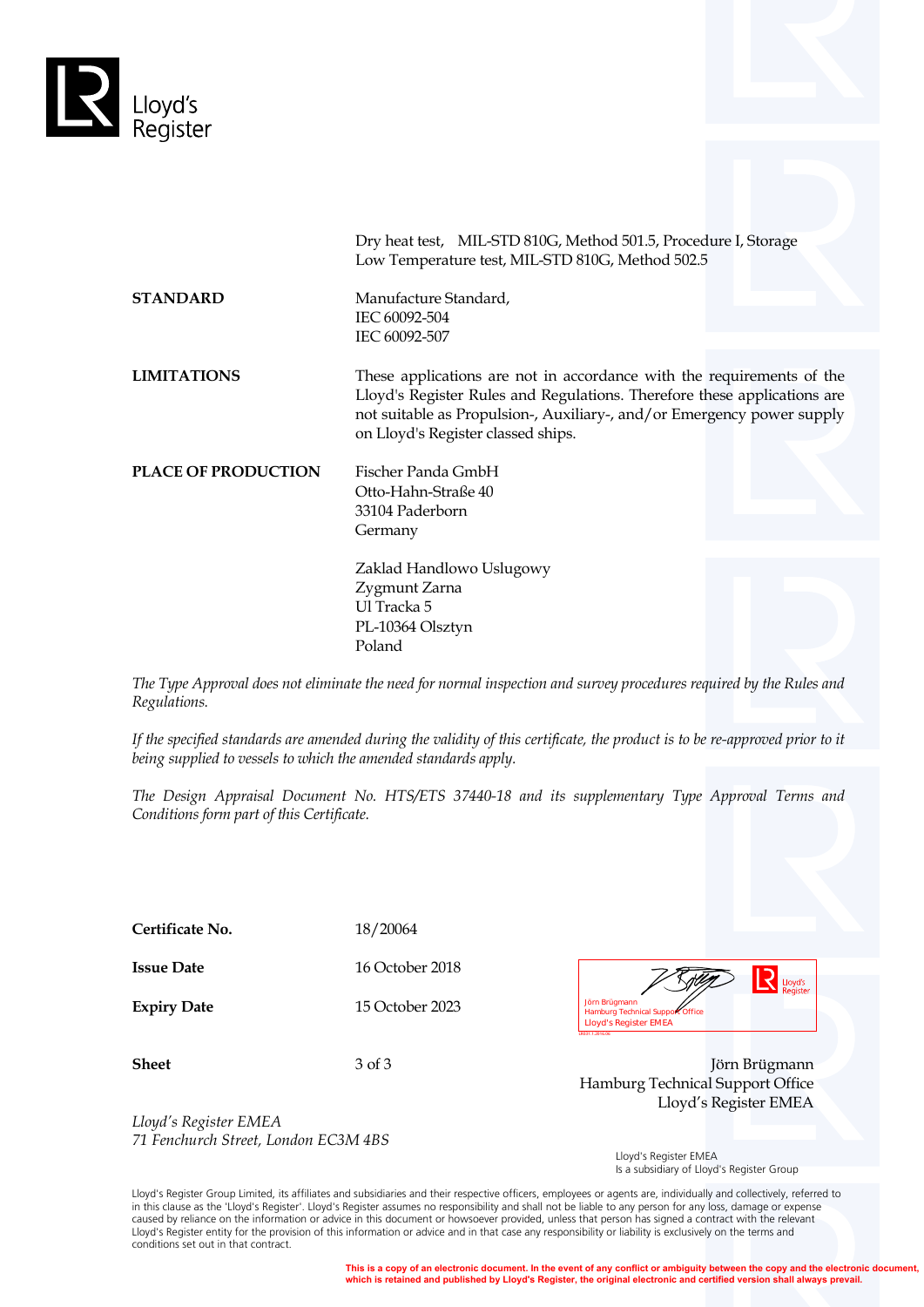Dry heat test, MIL-STD 810G, Method 501.5, Procedure I, Storage
Low Temperature test, MIL-STD 810G, Method 502.5

| | |
|---|---|
| **STANDARD** | Manufacture Standard,<br>IEC 60092-504<br>IEC 60092-507 |
| **LIMITATIONS** | These applications are not in accordance with the requirements of the Lloyd's Register Rules and Regulations. Therefore these applications are not suitable as Propulsion-, Auxiliary-, and/or Emergency power supply on Lloyd's Register classed ships. |
| **PLACE OF PRODUCTION** | Fischer Panda GmbH<br>Otto-Hahn-Straße 40<br>33104 Paderborn<br>Germany<br><br>Zaklad Handlowo Uslugowy<br>Zygmunt Zarna<br>Ul Tracka 5<br>PL-10364 Olsztyn<br>Poland |

*The Type Approval does not eliminate the need for normal inspection and survey procedures required by the Rules and Regulations.*

*If the specified standards are amended during the validity of this certificate, the product is to be re-approved prior to it being supplied to vessels to which the amended standards apply.*

*The Design Appraisal Document No. HTS/ETS 37440-18 and its supplementary Type Approval Terms and Conditions form part of this Certificate.*

| | |
|---|---|
| **Certificate No.** | 18/20064 |
| **Issue Date** | 16 October 2018 |
| **Expiry Date** | 15 October 2023 |
| **Sheet** | 3 of 3 |

Jörn Brügmann
Hamburg Technical Support Office
Lloyd's Register EMEA

Jörn Brügmann
Hamburg Technical Support Office
Lloyd's Register EMEA

*Lloyd's Register EMEA*
*71 Fenchurch Street, London EC3M 4BS*

Lloyd's Register EMEA
Is a subsidiary of Lloyd's Register Group

Lloyd's Register Group Limited, its affiliates and subsidiaries and their respective officers, employees or agents are, individually and collectively, referred to in this clause as the 'Lloyd's Register'. Lloyd's Register assumes no responsibility and shall not be liable to any person for any loss, damage or expense caused by reliance on the information or advice in this document or howsoever provided, unless that person has signed a contract with the relevant Lloyd's Register entity for the provision of this information or advice and in that case any responsibility or liability is exclusively on the terms and conditions set out in that contract.

**This is a copy of an electronic document. In the event of any conflict or ambiguity between the copy and the electronic document, which is retained and published by Lloyd's Register, the original electronic and certified version shall always prevail.**